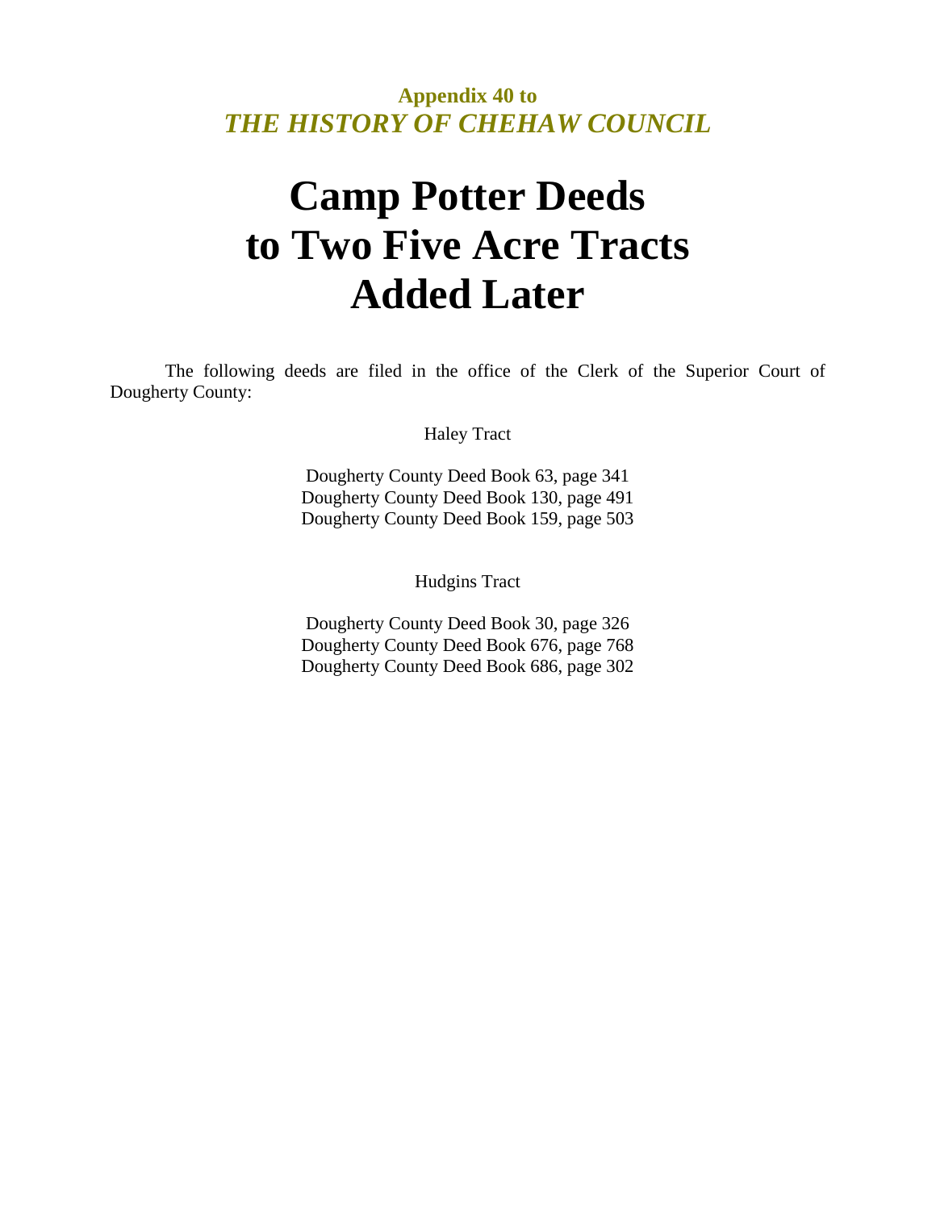**Appendix 40 to**
***THE HISTORY OF CHEHAW COUNCIL***

# Camp Potter Deeds to Two Five Acre Tracts Added Later

The following deeds are filed in the office of the Clerk of the Superior Court of Dougherty County:

Haley Tract

Dougherty County Deed Book 63, page 341
Dougherty County Deed Book 130, page 491
Dougherty County Deed Book 159, page 503

Hudgins Tract

Dougherty County Deed Book 30, page 326
Dougherty County Deed Book 676, page 768
Dougherty County Deed Book 686, page 302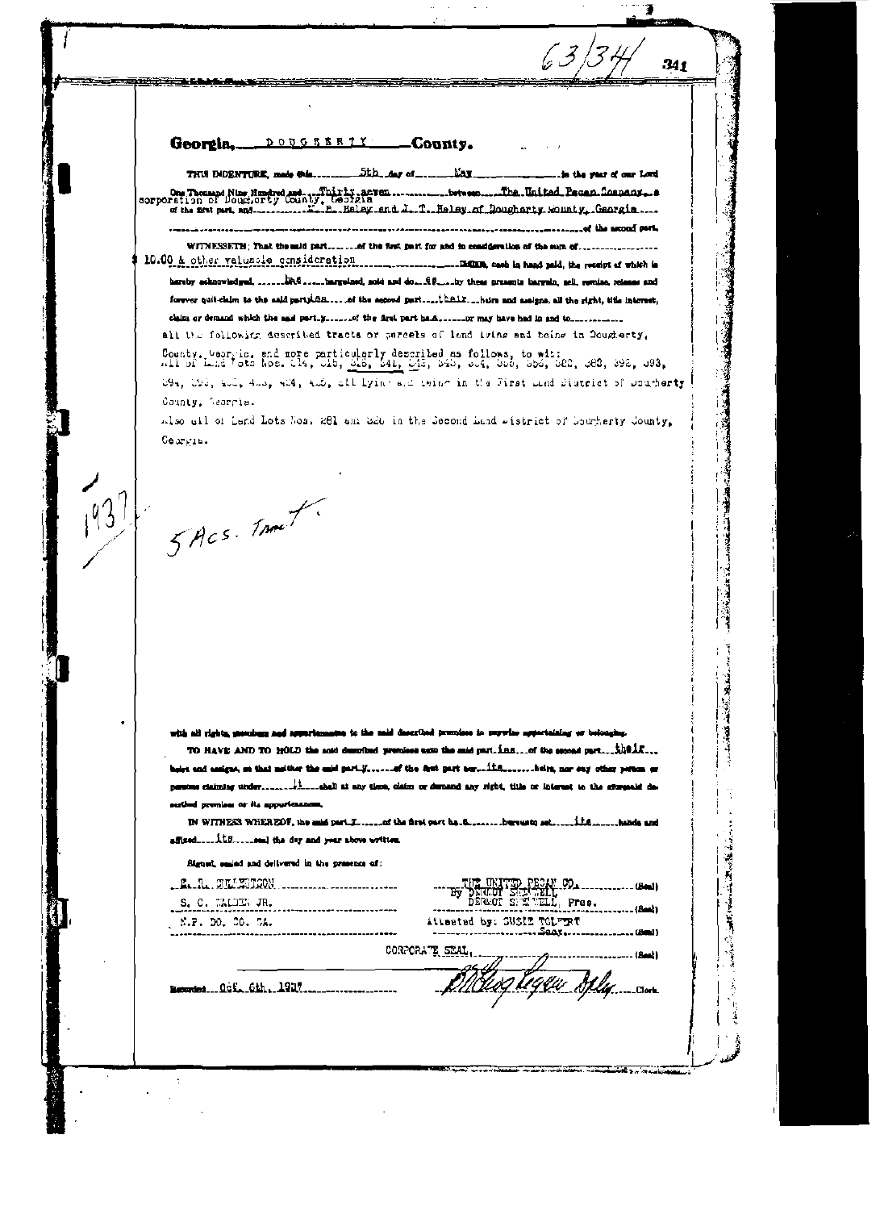63/34

**Georgia, DOUGHERTY County.**

THIS INDENTURE, made this 5th day of May in the year of our Lord One Thousand Nine Hundred and Thirty seven between The United Pecan Company, a corporation of Dougherty County, Georgia of the first part, and W. B. Haley and L. T. Haley of Dougherty County, Georgia of the second part.

WITNESSETH: That the said part of the first part for and in consideration of the sum of $ 10.00 & other valuable consideration DOLLARS, cash in hand paid, the receipt of which is hereby acknowledged, has bargained, sold and do es by these presents bargain, sell, remise, release and forever quit-claim to the said parties of the second part their heirs and assigns, all the right, title interest, claim or demand which the said part y of the first part ha s or may have had in and to all the following described tracts or parcels of land lying and being in Dougherty, County, Georgia, and more particularly described as follows, to wit:
All of Land Lots Nos. 314, 316, 325, 341, 342, 343, 354, 355, 358, 382, 383, 392, 393, 394, 395, 402, 403, 404, 405, all lying and being in the First Land District of Dougherty County, Georgia.

Also all of Land Lots Nos. 281 and 320 in the Second Land District of Dougherty County, Georgia.

1937

5 Acs. Tract.

with all rights, members and appurtenances to the said described premises in anywise appertaining or belonging.

TO HAVE AND TO HOLD the said described premises unto the said part ies of the second part their heirs and assigns, so that neither the said part y of the first part nor its heirs, nor any other person or persons claiming under it shall at any time, claim or demand any right, title or interest to the aforesaid described premises or its appurtenances.

IN WITNESS WHEREOF, the said part y of the first part ha s hereunto set its hands and affixed its seal the day and year above written.

Signed, sealed and delivered in the presence of:

E. R. Williamson
S. C. Walden Jr.
N.P. Do. Co. Ga.

THE UNITED PECAN CO. (Seal)
By Dermot Shemwell
Dermot Shemwell, Pres. (Seal)
Attested by: Susie Tolbert
Secy. (Seal)
CORPORATE SEAL (Seal)

Recorded Oct. 6th, 1937

Clerk.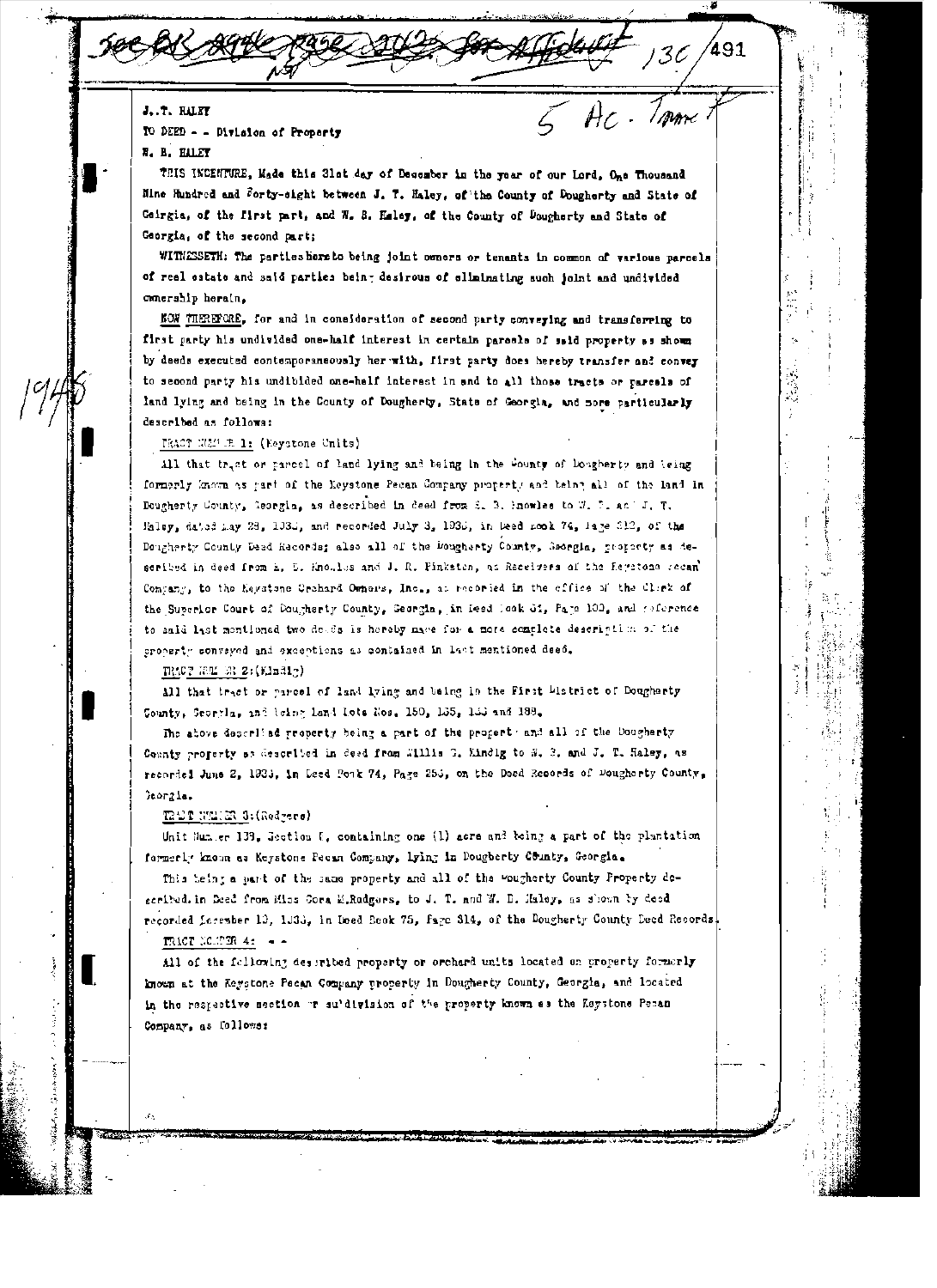See Bk 494 Page 312 for Affidavit 130/491

5 Ac. Tract 7

1948

J. T. HALEY
TO DEED - - Division of Property
W. B. HALEY

THIS INDENTURE, Made this 31st day of December in the year of our Lord, One Thousand Nine Hundred and Forty-eight between J. T. Haley, of the County of Dougherty and State of Geirgia, of the first part, and W. B. Haley, of the County of Dougherty and State of Georgia, of the second part;

WITNESSETH: The parties hereto being joint owners or tenants in common of various parcels of real estate and said parties being desirous of eliminating such joint and undivided ownership herein,

NOW THEREFORE, for and in consideration of second party conveying and transferring to first party his undivided one-half interest in certain parcels of said property as shown by deeds executed contemporaneously herewith, first party does hereby transfer and convey to second party his undibided one-half interest in and to all those tracts or parcels of land lying and being in the County of Dougherty, State of Georgia, and more particularly described as follows:

TRACT NUMBER 1: (Keystone Units)

All that tract or parcel of land lying and being in the County of Dougherty and being formerly known as part of the Keystone Pecan Company property and being all of the land in Dougherty County, Georgia, as described in deed from E. B. Knowles to W. B. and J. T. Haley, dated May 28, 1930, and recorded July 3, 1930, in Deed Book 74, Page 312, of the Dougherty County Deed Records; also all of the Dougherty County, Georgia, property as described in deed from E. B. Knowles and J. R. Pinkston, as Receivers of the Keystone Pecan Company, to the Keystone Orchard Owners, Inc., as recorded in the office of the Clerk of the Superior Court of Dougherty County, Georgia, in Deed Book 61, Page 100, and reference to said last mentioned two deeds is hereby made for a more complete description of the property conveyed and exceptions as contained in last mentioned deed.

TRACT NUMBER 2: (Kindig)

All that tract or parcel of land lying and being in the First District of Dougherty County, Georgia, and being land lots Nos. 150, 165, 133 and 188.

The above described property being a part of the property and all of the Dougherty County property as described in deed from Willis G. Kindig to W. B. and J. T. Haley, as recorded June 2, 1933, in Deed Book 74, Page 253, on the Deed Records of Dougherty County, Georgia.

TRACT NUMBER 3: (Rodgers)

Unit Number 139, Section C, containing one (1) acre and being a part of the plantation formerly known as Keystone Pecan Company, lying in Dougherty County, Georgia.

This being a part of the same property and all of the Dougherty County Property described in Deed from Miss Cora M. Rodgers, to J. T. and W. B. Haley, as shown by deed recorded December 13, 1933, in Deed Book 75, Page 314, of the Dougherty County Deed Records.

TRACT NUMBER 4: - -

All of the following described property or orchard units located on property formerly known as the Keystone Pecan Company property in Dougherty County, Georgia, and located in the respective section or subdivision of the property known as the Keystone Pecan Company, as follows: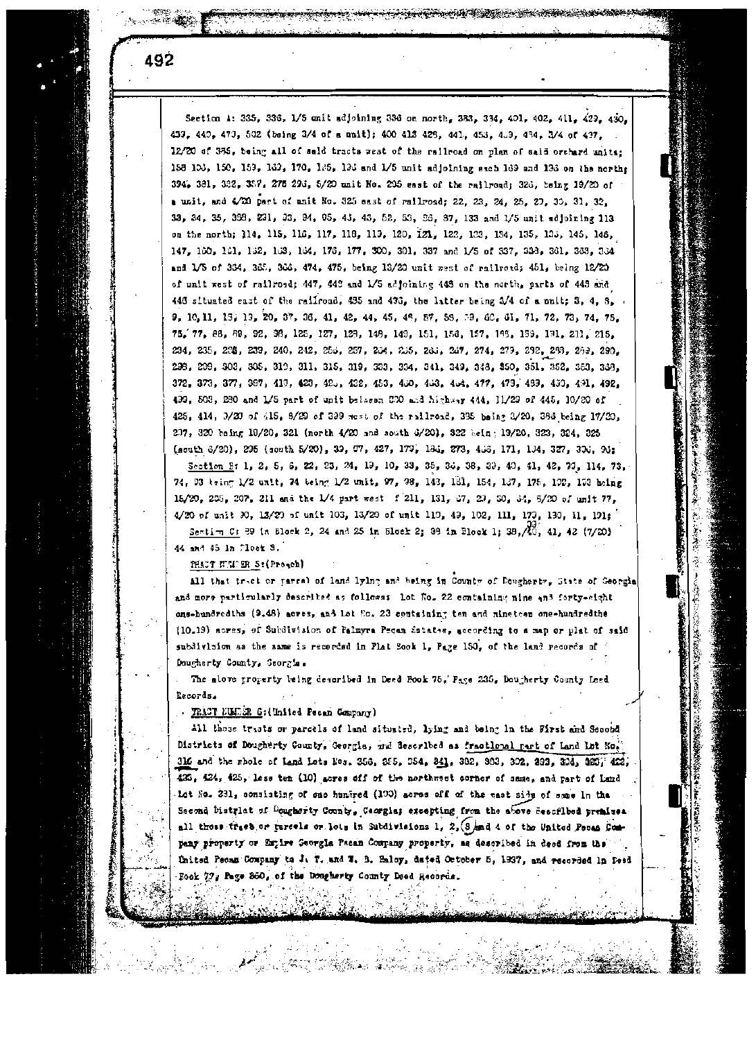Section A: 335, 336, 1/5 unit adjoining 336 on north, 383, 334, 401, 402, 411, 429, 430, 439, 440, 479, 502 (being 3/4 of a unit); 400 413 428, 441, 453, 459, 464, 3/4 of 437, 12/20 of 385, being all of said tracts west of the railroad on plan of said orchard units; 158 100, 150, 159, 160, 170, 185, 193 and 1/5 unit adjoining each 169 and 193 on the north; 394, 381, 382, 397, 278 293, 5/20 unit No. 295 east of the railroad; 325, being 19/20 of a unit, and 4/20 part of unit No. 325 east of railroad; 22, 23, 24, 25, 29, 30, 31, 32, 33, 34, 35, 399, 231, 93, 94, 95, 43, 43, 52, 53, 86, 87, 133 and 1/5 unit adjoining 113 on the north; 114, 115, 116, 117, 118, 119, 120, 121, 122, 133, 134, 135, 136, 145, 146, 147, 160, 161, 162, 163, 164, 176, 177, 300, 301, 337 and 1/5 of 337, 338, 361, 363, 364 and 1/5 of 364, 365, 366, 474, 475, being 13/20 unit west of railroad; 451, being 12/20 of unit west of railroad; 447, 448 and 1/5 adjoining 448 on the north, parts of 445 and 446 situated east of the railroad, 435 and 496, the latter being 1/4 of a unit; 3, 4, 8, 9, 10, 11, 13, 19, 20, 37, 36, 41, 42, 44, 45, 46, 57, 58, 59, 60, 61, 71, 72, 73, 74, 75, 76, 77, 88, 89, 92, 98, 125, 127, 128, 148, 149, 151, 158, 157, 148, 159, 191, 211, 215, 234, 235, 238, 239, 240, 242, 255, 257, 264, 265, 266, 267, 274, 279, 292, 293, 298, 290, 298, 299, 303, 305, 310, 311, 315, 319, 333, 334, 341, 349, 348, 350, 351, 352, 353, 338, 372, 373, 377, 387, 419, 423, 425, 432, 453, 460, 463, 464, 477, 478, 489, 490, 491, 492, 499, 503, 290 and 1/5 part of unit between 290 and highway 444, 11/20 of 445, 10/20 of 425, 414, 3/20 of 415, 8/20 of 399 west of the railroad, 395 being 3/20, 385 being 17/20, 297, 320 being 18/20, 321 (north 4/20 and south 5/20), 322 being 19/20, 323, 324, 325 (south 6/20), 295 (south 5/20), 39, 97, 427, 179, 184, 273, 488, 171, 194, 327, 300, 90;

Section B: 1, 2, 5, 6, 22, 23, 24, 19, 10, 33, 35, 36, 38, 39, 40, 41, 42, 70, 114, 73, 74, 93 being 1/2 unit, 94 being 1/2 unit, 97, 98, 143, 151, 154, 157, 175, 192, 193 being 15/20, 205, 207, 211 and the 1/4 part west of 211, 131, 37, 29, 30, 34, 5/20 of unit 77, 4/20 of unit 90, 13/20 of unit 103, 13/20 of unit 119, 49, 102, 111, 179, 130, 11, 191;

Section C: 39 in Block 2, 24 and 25 in Block 2; 39 in Block 1; 38, 40, 41, 42 (7/20) 44 and 45 in Block 3.

TRACT NUMBER 5: (Prosch)

All that tract or parcel of land lying and being in County of Dougherty, State of Georgia and more particularly described as follows: Lot No. 22 containing nine and forty-eight one-hundredths (9.48) acres, and Lot No. 23 containing ten and nineteen one-hundredths (10.19) acres, of Subdivision of Palmyra Pecan Estates, according to a map or plat of said subdivision as the same is recorded in Plat Book 1, Page 150, of the land records of Dougherty County, Georgia.

The above property being described in Deed Book 75, Page 235, Dougherty County Deed Records.

TRACT NUMBER 6: (United Pecan Company)

All those tracts or parcels of land situated, lying and being in the First and Second Districts of Dougherty County, Georgia, and described as fractional part of Land Lot No. 316 and the whole of Land Lots Nos. 356, 355, 354, 341, 302, 303, 302, 293, 324, 380, 422, 423, 424, 425, less ten (10) acres off of the northwest corner of same, and part of Land Lot No. 281, consisting of one hundred (100) acres off of the east side of same in the Second District of Dougherty County, Georgia; excepting from the above described premises all those tracts or parcels or lots in Subdivisions 1, 2, 3 and 4 of the United Pecan Company property or Empire Georgia Pecan Company property, as described in deed from the United Pecan Company to J. T. and W. B. Haley, dated October 5, 1937, and recorded in Deed Book 79, Page 860, of the Dougherty County Deed Records.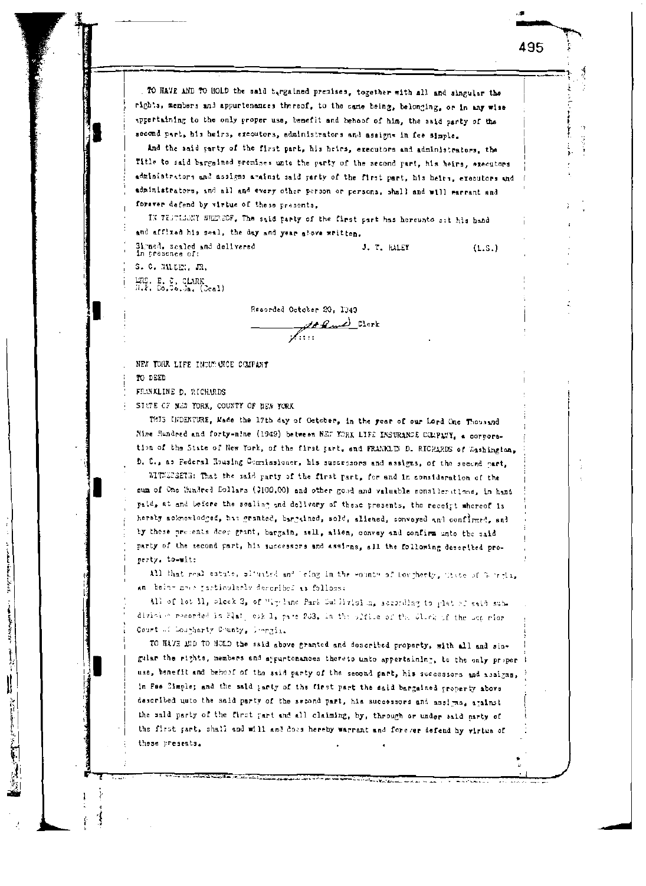TO HAVE AND TO HOLD the said bargained premises, together with all and singular the rights, members and appurtenances thereof, to the same being, belonging, or in any wise appertaining to the only proper use, benefit and behoof of him, the said party of the second part, his heirs, executors, administrators and assigns in fee simple.

And the said party of the first part, his heirs, executors and administrators, the Title to said bargained premises unto the party of the second part, his heirs, executors administrators and assigns against said party of the first part, his heirs, executors and administrators, and all and every other person or persons, shall and will warrant and forever defend by virtue of these presents.

IN TESTIMONY WHEREOF, The said party of the first part has hereunto set his hand and affixed his seal, the day and year above written.

Signed, sealed and delivered
in presence of:

J. T. HALEY (L.S.)

S. C. WALDEN, JR.

MRS. E. C. CLARK
N.P. Do.Co.Ga. (Seal)

Recorded October 20, 1949

Clerk

NEW YORK LIFE INSURANCE COMPANY

TO DEED

FRANKLINE D. RICHARDS

STATE OF NEW YORK, COUNTY OF NEW YORK

THIS INDENTURE, Made the 17th day of October, in the year of our Lord One Thousand Nine Hundred and forty-nine (1949) between NEW YORK LIFE INSURANCE COMPANY, a corporation of the State of New York, of the first part, and FRANKLIN D. RICHARDS of Washington, D. C., as Federal Housing Commissioner, his successors and assigns, of the second part,

WITNESSETH: That the said party of the first part, for and in consideration of the sum of One Hundred Dollars ($100.00) and other good and valuable considerations, in hand paid, at and before the sealing and delivery of these presents, the receipt whereof is hereby acknowledged, has granted, bargained, sold, aliened, conveyed and confirmed, and by these presents does grant, bargain, sell, alien, convey and confirm unto the said party of the second part, his successors and assigns, all the following described property, to-wit:

All that real estate, situated and being in the County of Dougherty, State of Georgia, and being more particularly described as follows:

All of lot 11, Block 2, of Highland Park Subdivision, according to plat of said subdivision recorded in Plat Book 1, page 203, in the office of the Clerk of the Superior Court of Dougherty County, Georgia.

TO HAVE AND TO HOLD the said above granted and described property, with all and singular the rights, members and appurtenances thereto unto appertaining, to the only proper use, benefit and behoof of the said party of the second part, his successors and assigns, in Fee Simple; and the said party of the first part the said bargained property above described unto the said party of the second part, his successors and assigns, against the said party of the first part and all claiming, by, through or under said party of the first part, shall and will and does hereby warrant and forever defend by virtue of these presents.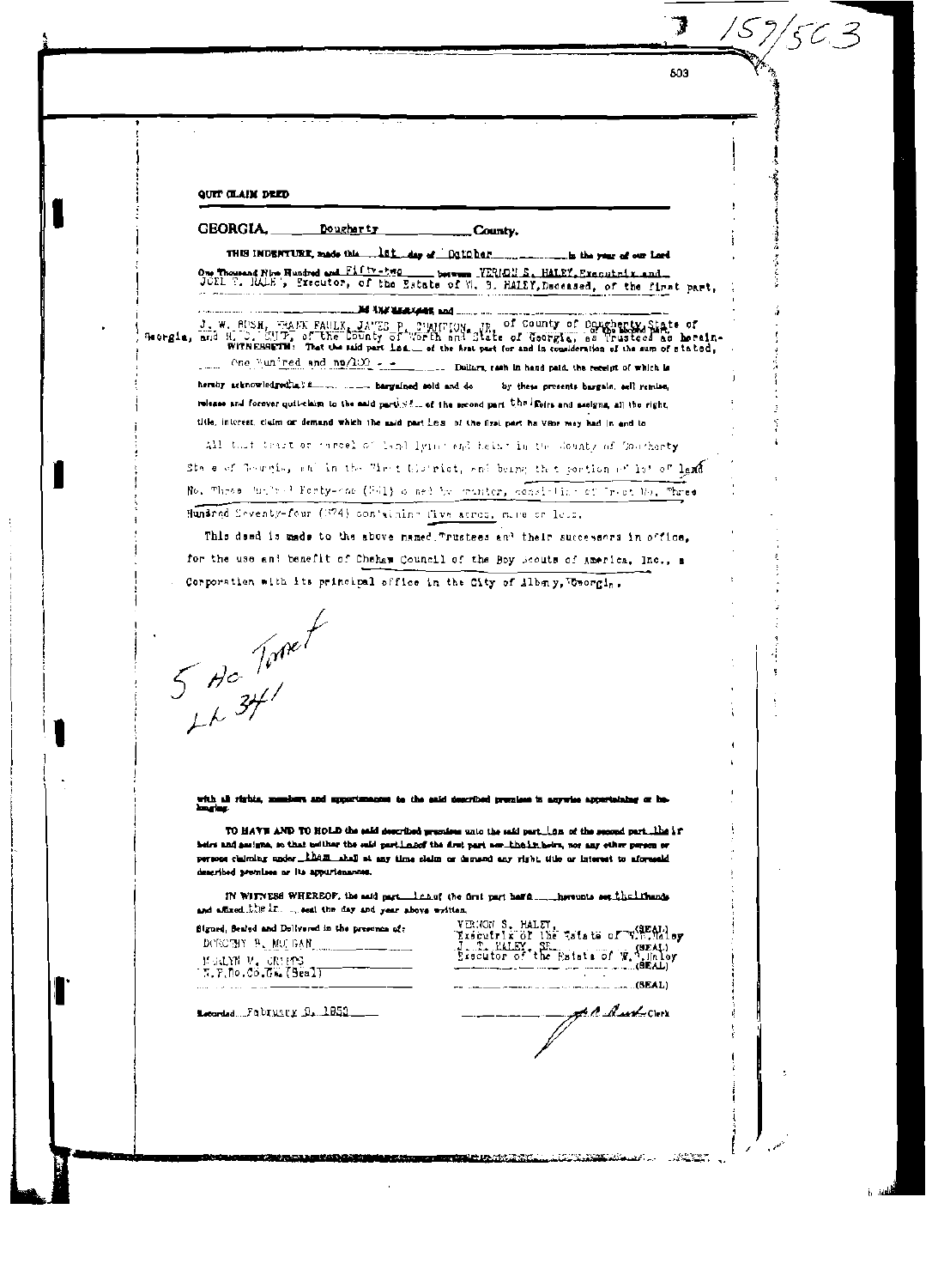157/503

QUIT CLAIM DEED

GEORGIA, Dougherty County.

THIS INDENTURE, made this 1st day of October in the year of our Lord One Thousand Nine Hundred and Fifty-two between VERNON S. HALEY, Executrix and JOEL T. HALEY, Executor, of the Estate of W. B. HALEY, Deceased, of the first part, and J. W. BUSH, FRANK FAULK, JAMES B. CHAMPION, JR. of County of Dougherty, State of Georgia, and H. C. SMITH, of the County of Worth and State of Georgia, as Trustees as hereinafter stated, of the second part,

WITNESSETH: That the said part ies of the first part for and in consideration of the sum of One Hundred and no/100 - - Dollars, cash in hand paid, the receipt of which is hereby acknowledged, ha ve bargained sold and do by these presents bargain, sell remise, release and forever quit-claim to the said part ies of the second part their heirs and assigns, all the right, title, interest, claim or demand which the said part ies of the first part ha ve or may had in and to

All that tract or parcel of land lying and being in the County of Dougherty State of Georgia, and in the First District, and being that portion of lot of land No. Three Hundred Forty-one (341) owned by grantor, consisting of Tract No. Three Hundred Seventy-four (374) containing five acres, more or less.

This deed is made to the above named Trustees and their successors in office, for the use and benefit of Chehaw Council of the Boy Scouts of America, Inc., a Corporation with its principal office in the City of Albany, Georgia.

5 Ac Tract
LL 341

with all rights, members and appurtenances to the said described premises in anywise appertaining or belonging.

TO HAVE AND TO HOLD the said described premises unto the said part ies of the second part their heirs and assigns, so that neither the said part ies of the first part nor their heirs, nor any other person or persons claiming under them shall at any time claim or demand any right, title or interest to aforesaid described premises or its appurtenances.

IN WITNESS WHEREOF, the said part ies of the first part have hereunto set their hands and affixed their seal the day and year above written.

Signed, Sealed and Delivered in the presence of:

DOROTHY B. MORGAN

MARLYN M. CRIPPS
N.P.Do.Co.Ga.(Seal)

VERNON S. HALEY, (SEAL)
Executrix of the Estate of W. B. Haley
J. T. HALEY, SR. (SEAL)
Executor of the Estate of W. B. Haley
(SEAL)
(SEAL)

Recorded February 9, 1953

Clerk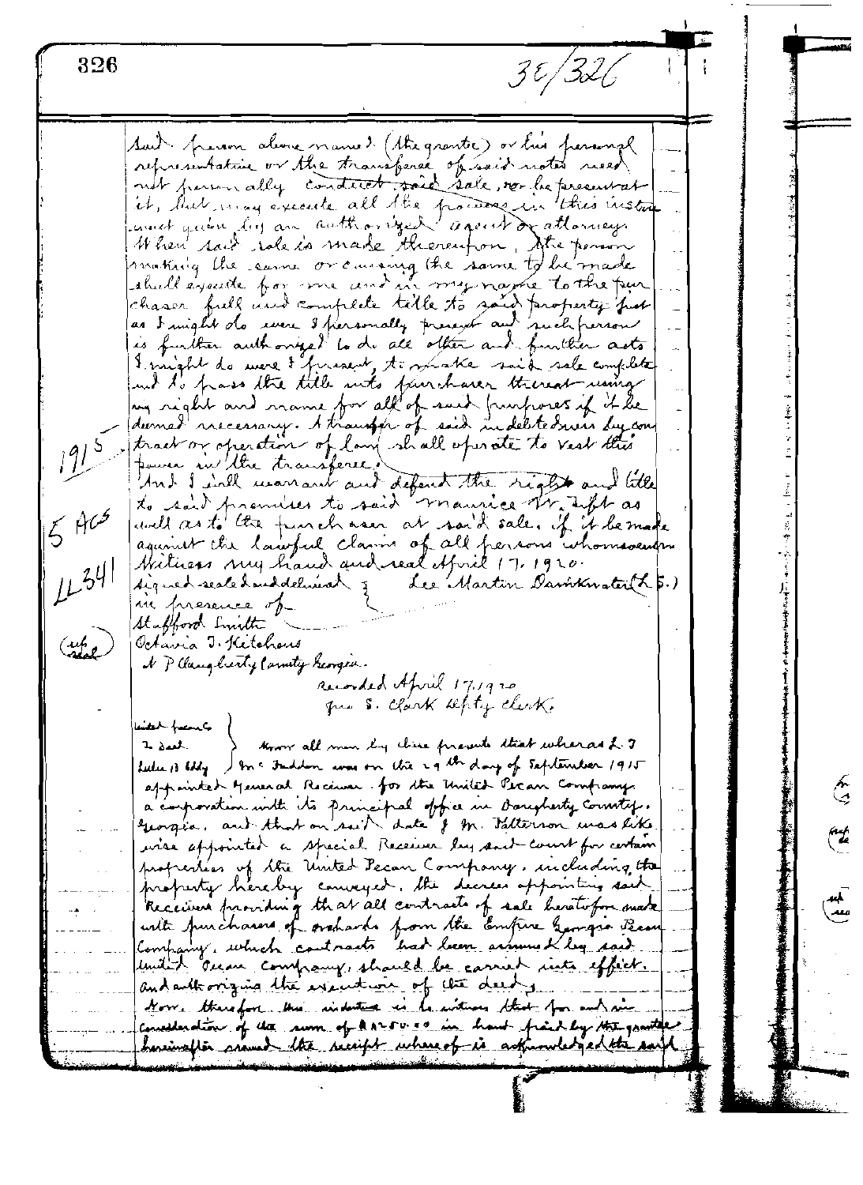3E/326

said person above named (the grantee) or his personal representative or the transferee of said notes need not personally conduct said sale, nor be present at it, but may execute all the powers in this instrument given by an authorized agent or attorney. When said sale is made thereupon, the person making the same or causing the same to be made shall execute for me and in my name to the purchaser full and complete title to said property just as I might do were I personally present and such person is further authorized to do all other and further acts I might do were I present, to make said sale complete and to pass the title unto purchaser thereat using my right and name for all of said purposes if it be deemed necessary. A transfer of said indebtedness by contract or operation of law shall operate to vest this power in the transferee.

And I will warrant and defend the right and title to said premises to said Maurice W. Tift as well as to the purchaser at said sale, if it be made against the lawful claims of all persons whomsoever.

Witness my hand and seal April 17, 1920.

Signed sealed and delivered in presence of
Stafford Smith
Octavia J. Ketchens
N P Dougherty County Georgia.

Lee Martin Davinkwater (L.S.)

Recorded April 17, 1920
Jno S. Clark Depty Clerk.

1915
5 Acs
LL 341
(ref seal)

United Pecan Co
to Deed
Lulu B Eddy

Know all men by these presents that whereas L. J. McFadden was on the 29th day of September 1915 appointed General Receiver for the United Pecan Company, a corporation with its principal office in Dougherty County, Georgia, and that on said date J. M. Patterson was likewise appointed a special Receiver by said court for certain properties of the United Pecan Company, including the property hereby conveyed, the decree appointing said Receivers providing that all contracts of sale heretofore made with purchasers of orchards from the Empire Georgia Pecan Company, which contracts had been assumed by said United Pecan Company, should be carried into effect, and authorizing the execution of the deeds.

Now, therefore this indenture is to witness that for and in consideration of the sum of $1250.00 in hand paid by the grantee hereinafter named the receipt whereof is acknowledged the said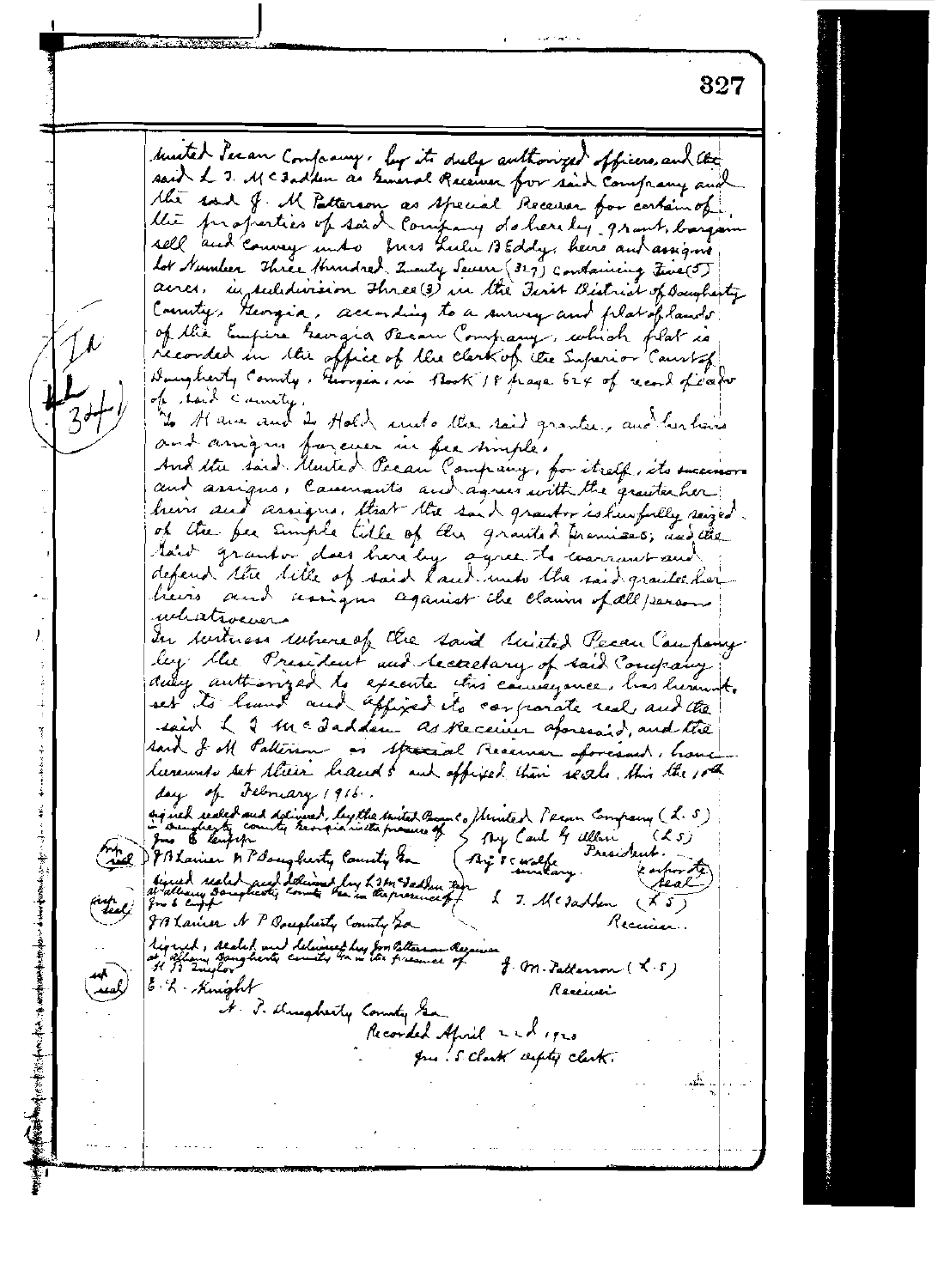United Pecan Company, by its duly authorized officers, and the said L. J. McFadden as General Receiver for said Company and the said J. M. Patterson as Special Receiver for certain of the properties of said Company do hereby grant, bargain sell and convey unto Mrs Lulu B Eddy, heirs and assigns Lot Number Three Hundred Twenty Seven (327) containing Five (5) acres, in subdivision Three (3) in the First District of Dougherty County, Georgia, according to a survey and plat of lands of the Empire Georgia Pecan Company, which plat is recorded in the office of the clerk of the Superior Court of Dougherty County, Georgia, in Book 18 page 624 of record of deeds of said county.

To Have and to Hold unto the said grantee, and her heirs and assigns forever in fee simple.

And the said United Pecan Company, for itself, its successors and assigns, Covenants and agrees with the grantee her heirs and assigns, that the said grantor is lawfully seized of the fee simple title of the granted premises; and the said grantor does hereby agree to warrant and defend the title of said land unto the said grantee her heirs and assigns against the claims of all persons whatsoever.

In witness whereof the said United Pecan Company by the President and Secretary of said Company duly authorized to execute this conveyance, has hereunto set its hand and affixed its corporate seal, and the said L J McFadden as Receiver aforesaid, and the said J M Patterson as Special Receiver aforesaid, have hereunto set their hands and affixed their seals. this the 10th day of February 1916.

Signed sealed and delivered by the United Pecan Co in Dougherty county Georgia in the presence of
Jno S Cuyler
J B Lanier N P Dougherty County Ga (not seal)

United Pecan Company (L.S)
By Carl G Allen (L.S)
President.
By F C Wolfe
Secretary. (Corporate Seal)

Signed sealed and delivered by L J McFadden Rec at Albany Dougherty County Ga in the presence of
Jno S Cuyler
J B Lanier N P Dougherty County Ga (not seal)

L. J. McFadden (L.S)
Receiver.

Signed, sealed and delivered by Jon Patterson Receiver at Albany Dougherty County Ga in the presence of
H B Taylor
E. L. Knight
N. P. Dougherty County Ga. (not seal)

J. M. Patterson (L.S)
Receiver

Recorded April 22d 1920
Jno. S Clark Depty clerk.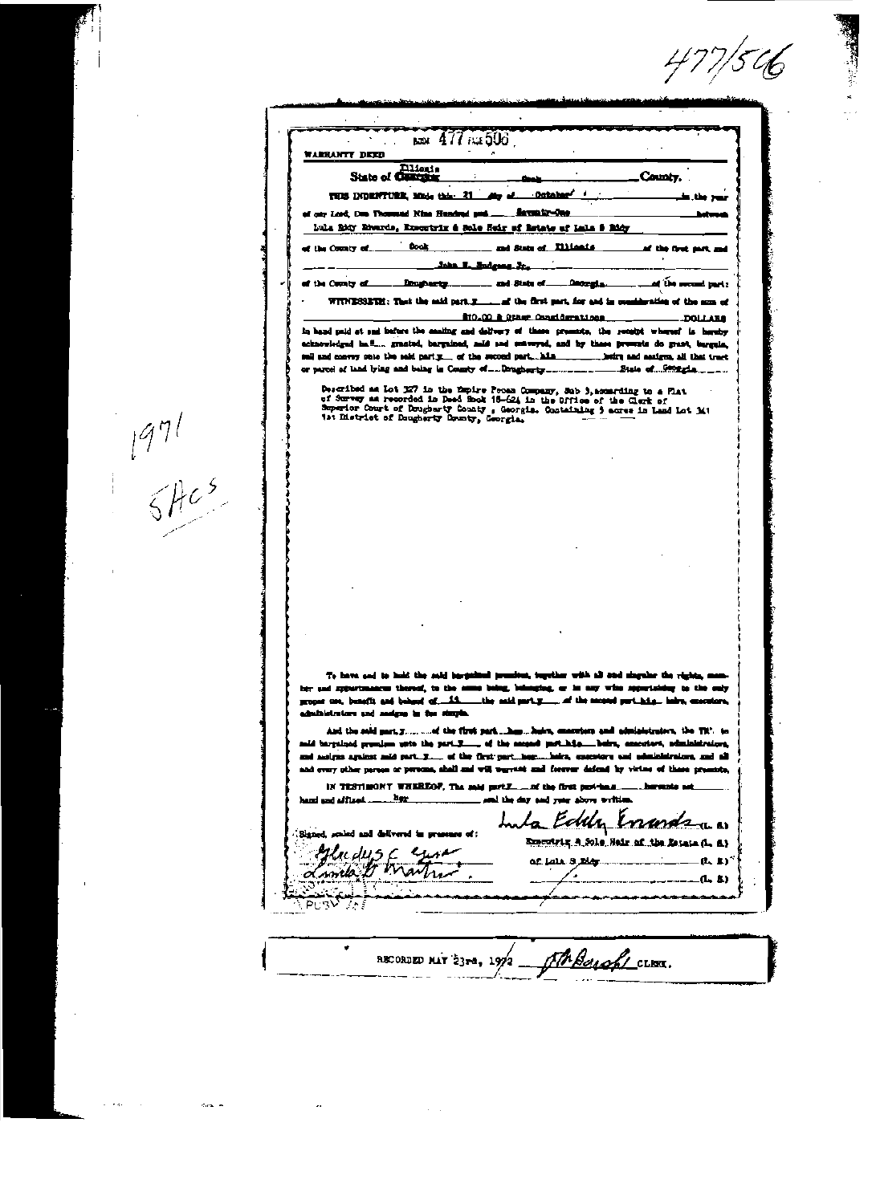477/566

BOOK 477 PAGE 506

WARRANTY DEED

State of ~~Georgia~~ Illinois — Cook — County.

THIS INDENTURE, Made this 21 day of October, in the year of our Lord, One Thousand Nine Hundred and Seventy-One between

Lula Eddy Edwards, Executrix & Sole Heir of Estate of Lula B Eddy

of the County of Cook and State of Illinois of the first part, and

John H. Hodges Jr.

of the County of Dougherty and State of Georgia of the second part:

WITNESSETH: That the said party of the first part, for and in consideration of the sum of $10.00 & Other Considerations DOLLARS in hand paid at and before the sealing and delivery of these presents, the receipt whereof is hereby acknowledged has granted, bargained, sold and conveyed, and by these presents do grant, bargain, sell and convey unto the said party of the second part, his heirs and assigns, all that tract or parcel of land lying and being in County of Dougherty State of Georgia

Described as Lot 327 in the Empire Pecan Company, Sub 3, according to a Plat of Survey as recorded in Deed Book 18-624 in the Office of the Clerk of Superior Court of Dougherty County, Georgia. Containing 5 acres in Land Lot 341 1st District of Dougherty County, Georgia.

1971
5 Acs

To have and to hold the said bargained premises, together with all and singular the rights, members and appurtenances thereof, to the same being, belonging, or in any wise appertaining to the only proper use, benefit and behoof of him the said party of the second part his heirs, executors, administrators and assigns in fee simple.

And the said party of the first part her heirs, executors and administrators, the title to said bargained premises unto the party of the second part his heirs, executors, administrators and assigns against said party of the first part her heirs, executors and administrators, and all and every other person or persons, shall and will warrant and forever defend by virtue of these presents.

IN TESTIMONY WHEREOF, The said party of the first part has hereunto set her hand and affixed her seal the day and year above written.

Signed, sealed and delivered in presence of:

Gladys C. [signature]

Linda D. Martin

Lula Eddy Edwards (L. S.)
Executrix & Sole Heir of the Estate (L. S.)
of Lula B Eddy (L. S.)
(L. S.)

RECORDED MAY 23rd, 1972 [signature] CLERK.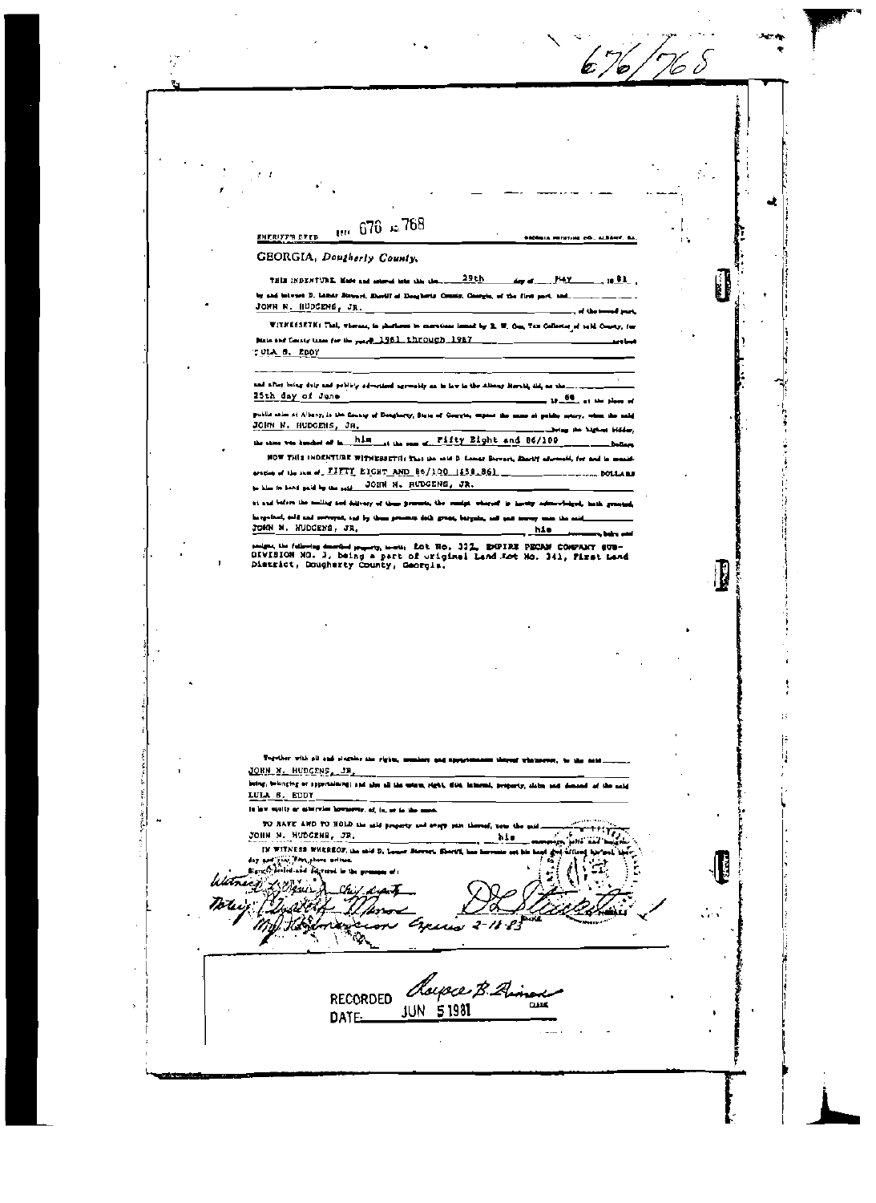676/768

BOOK 676 PAGE 768

SHERIFF'S DEED

GEORGIA PRINTING CO. ALBANY, GA.

GEORGIA, *Dougherty County.*

THIS INDENTURE, Made and entered into this the 29th day of May, 19 81, by and between D. Lamar Stewart, Sheriff of Dougherty County, Georgia, of the first part, and JOHN N. HUDGENS, JR. of the second part,

WITNESSETH: That, whereas, in obedience to executions issued by E. W. Cox, Tax Collector of said County, for State and County taxes for the years 1961 through 1967 against LULA B. EDDY

and after being duly and publicly advertised agreeably as in law in the Albany Herald, did, on the 25th day of June 19 68 at the place of public sales at Albany, in the County of Dougherty, State of Georgia, expose the same at public outcry, when the said JOHN N. HUDGENS, JR. being the highest bidder, the same was knocked off to him at the sum of Fifty Eight and 86/100 Dollars.

NOW THIS INDENTURE WITNESSETH: That the said D. Lamar Stewart, Sheriff aforesaid, for and in consideration of the sum of FIFTY EIGHT AND 86/100 ($58.86) DOLLARS to him in hand paid by the said JOHN N. HUDGENS, JR.

at and before the sealing and delivery of these presents, the receipt whereof is hereby acknowledged, hath granted, bargained, sold and conveyed, and by these presents doth grant, bargain, sell and convey unto the said JOHN N. HUDGENS, JR. his successors, heirs and assigns, the following described property, to-wit: Lot No. 332, EMPIRE PECAN COMPANY SUBDIVISION NO. 3, being a part of original Land Lot No. 341, First Land District, Dougherty County, Georgia.

Together with all and singular the rights, members and appurtenances thereof whatsoever, to the said JOHN N. HUDGENS, JR. being, belonging or appertaining; and also all the estate, right, title, interest, property, claim and demand of the said LULA B. EDDY in law equity or otherwise howsoever, of, in, or to the same.

TO HAVE AND TO HOLD the said property and every part thereof, unto the said JOHN N. HUDGENS, JR. his successors, heirs and assigns.

IN WITNESS WHEREOF, the said D. Lamar Stewart, Sheriff, has hereunto set his hand and affixed his seal, the day and year first above written.

Signed, sealed and delivered in the presence of:

Witness: [signature] Chief deputy

Notary: [signature]

My Commission Expires 2-16-83

[signature] SHERIFF (SEAL)

RECORDED DATE JUN 5 1981 [signature] CLERK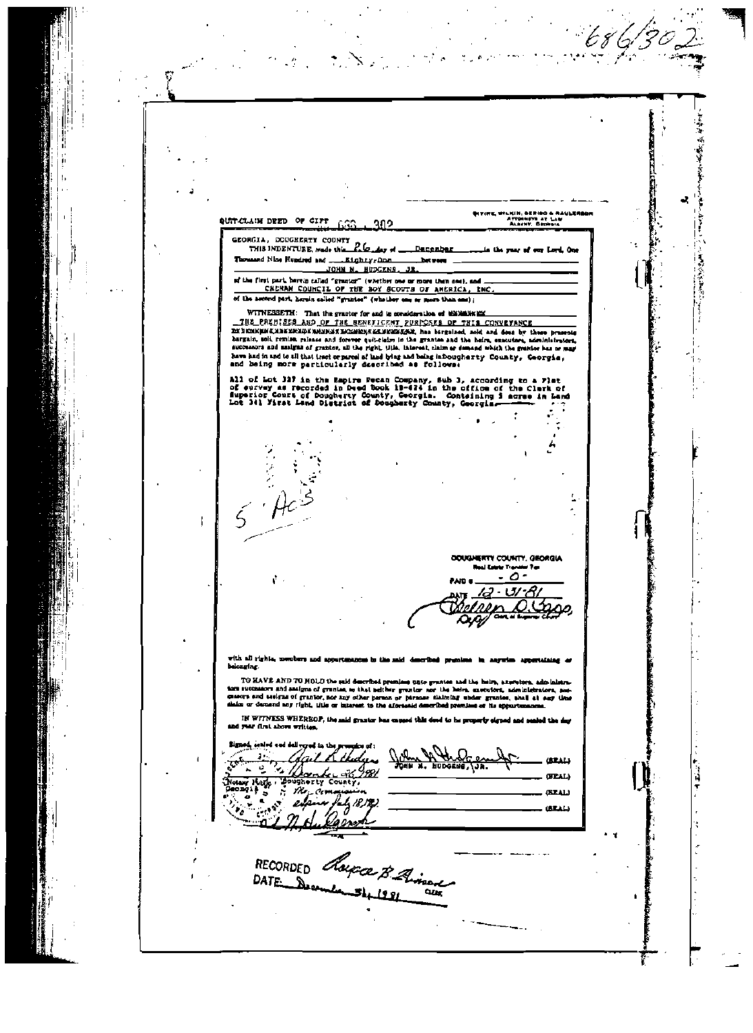686/302

QUIT-CLAIM DEED OF GIFT 686 302

MCINTYRE, WILKIN, GERIOS & FAULKERSON
ATTORNEYS AT LAW
ALBANY, GEORGIA

GEORGIA, DOUGHERTY COUNTY

THIS INDENTURE, made this 26 day of December in the year of our Lord, One Thousand Nine Hundred and Eighty-One between

JOHN N. HUDGENS, JR.

of the first part, herein called "grantor" (whether one or more than one), and

CHEHAW COUNCIL OF THE BOY SCOUTS OF AMERICA, INC.

of the second part, herein called "grantee" (whether one or more than one);

WITNESSETH: That the grantor for and in consideration of XXXXXXXX THE PREMISES AND OF THE BENEFICENT PURPOSES OF THIS CONVEYANCE XXXXXXXXXXXXXXXXXXXXXXXXXXXXXXXXXX, has bargained, sold and does by these presents bargain, sell, remise, release and forever quit-claim to the grantee and the heirs, executors, administrators, successors and assigns of grantee, all the right, title, interest, claim or demand which the grantor has or may have had in and to all that tract or parcel of land lying and being in Dougherty County, Georgia, and being more particularly described as follows:

All of Lot 327 in the Empire Pecan Company, Sub 3, according to a Plat of survey as recorded in Deed Book 18-424 in the office of the Clerk of Superior Court of Dougherty County, Georgia. Containing 5 acres in Land Lot 341 First Land District of Dougherty County, Georgia.

5 Acs

DOUGHERTY COUNTY, GEORGIA
Real Estate Transfer Tax
PAID $ -0-
DATE 12-31-81
Colleen D. Coop
Dep. Clerk of Superior Court

with all rights, members and appurtenances to the said described premises in anywise appertaining or belonging.

TO HAVE AND TO HOLD the said described premises unto grantee and the heirs, executors, administrators successors and assigns of grantee, so that neither grantor nor the heirs, executors, administrators, successors and assigns of grantor, nor any other person or persons claiming under grantor, shall at any time claim or demand any right, title or interest to the aforesaid described premises or its appurtenances.

IN WITNESS WHEREOF, the said grantor has caused this deed to be properly signed and sealed the day and year first above written.

Signed, sealed and delivered in the presence of:

Gail R. Hudgens
December 26, 1981
Notary Public, Dougherty County, Georgia
My commission expires July 18, 1982

John N. Hudgens Jr. (SEAL)
JOHN N. HUDGENS, JR.

(SEAL)

(SEAL)

(SEAL)

J. N. Hudgens

RECORDED Royce B. Arnold
DATE December 31, 1981 CLERK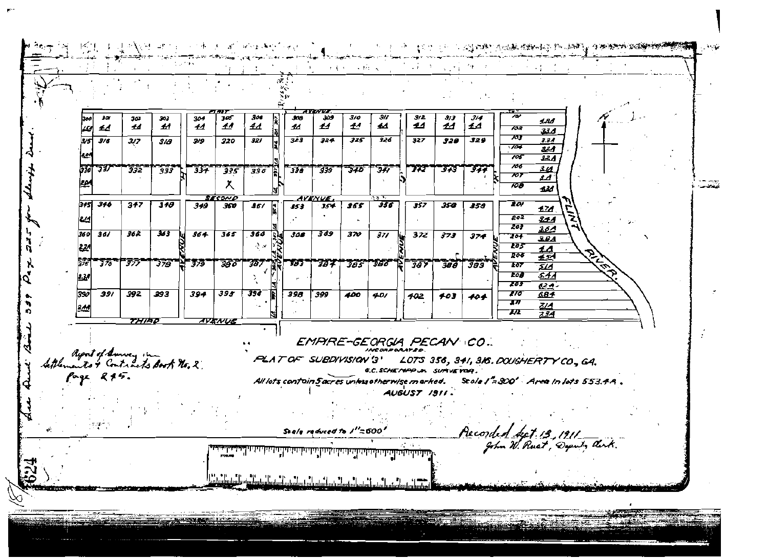EMPIRE-GEORGIA PECAN CO.

INCORPORATED

PLAT OF SUBDIVISION '3' LOTS 356, 341, 316. DOUGHERTY CO., GA.

G.C. SCHEMPP Jr. SURVEYOR.

All lots contain 5 acres unless otherwise marked. Scale 1" = 300' Area in lots 553.4 A.

AUGUST 1911.

Scale reduced to 1" = 600'

Recorded Sept. 13, 1911

John W. Rust, Deputy Clerk.

Report of Survey in Settlements & Contracts Book No. 2, Page 245.

See Deed Book 59 Page 325 for Sheriffs Deed.

FIRST AVENUE

SECOND AVENUE

THIRD AVENUE

AVENUE

FLINT RIVER

300 1.5 A, 301 4 A, 302 4 A, 303 4 A, 304 4 A, 305 4 A, 306 4 A, 307, 308 4 A, 309 4 A, 310 4 A, 311 4 A, 312 4 A, 313 4 A, 314 4 A

315 2.0 A, 316, 317, 318, 319, 320, 321, 322, 323, 324, 325, 326, 327, 328, 329

330 2.0 A, 331, 332, 333, 334, 335, 336, 337 1 A, 338, 339, 340, 341, 342, 343, 344

345, 346, 347, 348, 349, 350, 351, 352, 353, 354, 355, 356, 357, 358, 359

360 2.2 A, 361, 362, 363, 364, 365, 366, 367 1 A, 368, 369, 370, 371, 372, 373, 374

375 2.3 A, 376, 377, 378, 379, 380, 381, 382 1 A, 383, 384, 385, 386, 387, 388, 389

390 2.4 A, 391, 392, 393, 394, 395, 396, 397 1 A, 398, 399, 400, 401, 402, 403, 404

101 4.8 A, 102 3.3 A, 103 3.3 A, 104 3.2 A, 105 3.2 A, 106 3.1 A, 107 3 A, 108 4.3 A

201 4.7 A, 202 3.4 A, 203 3.6 A, 204 3.8 A, 205 4 A, 206 4.5 A, 207 5.1 A, 208 5.4 A, 209 6.2 A, 210 6.8 A, 211 7.1 A, 212 7.3 A

624